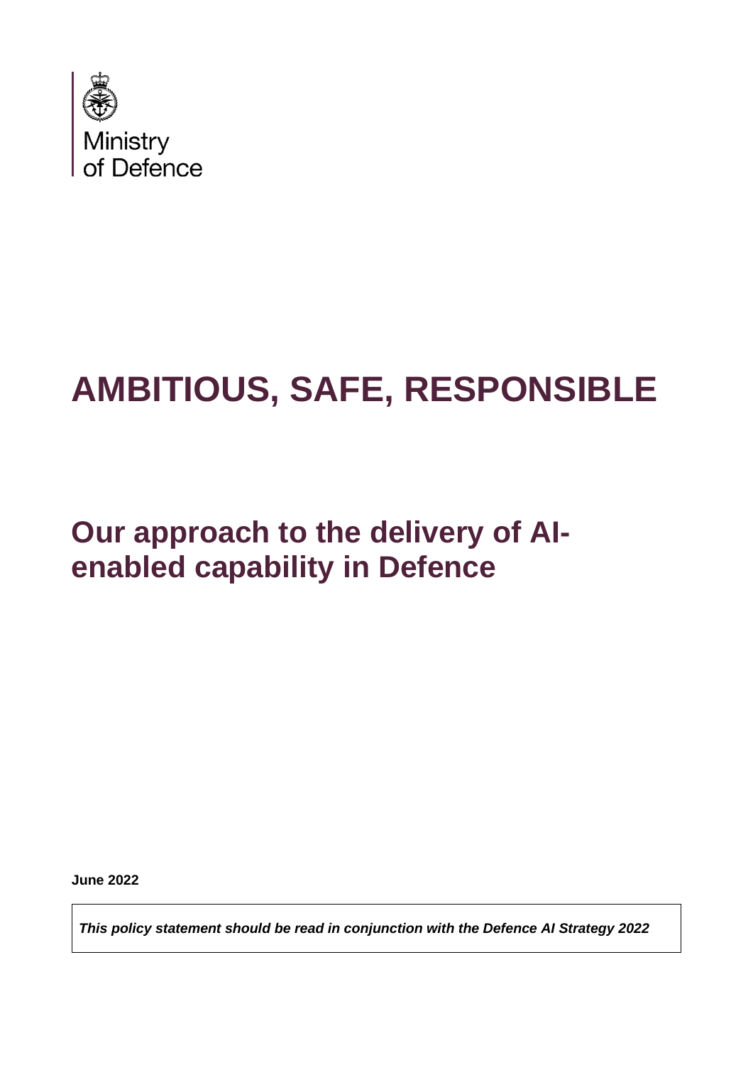Ministry of Defence

# AMBITIOUS, SAFE, RESPONSIBLE

## Our approach to the delivery of AI-enabled capability in Defence

**June 2022**

***This policy statement should be read in conjunction with the Defence AI Strategy 2022***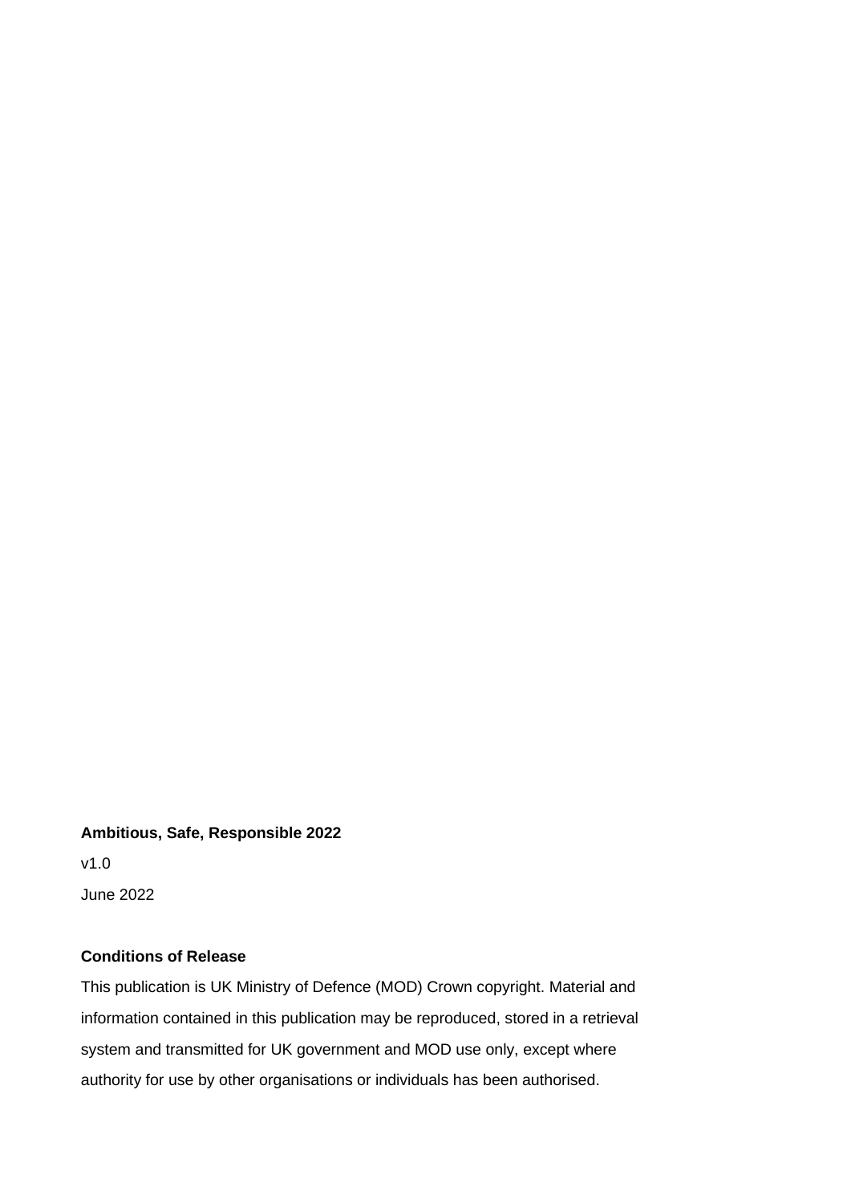**Ambitious, Safe, Responsible 2022**

v1.0

June 2022

**Conditions of Release**

This publication is UK Ministry of Defence (MOD) Crown copyright. Material and information contained in this publication may be reproduced, stored in a retrieval system and transmitted for UK government and MOD use only, except where authority for use by other organisations or individuals has been authorised.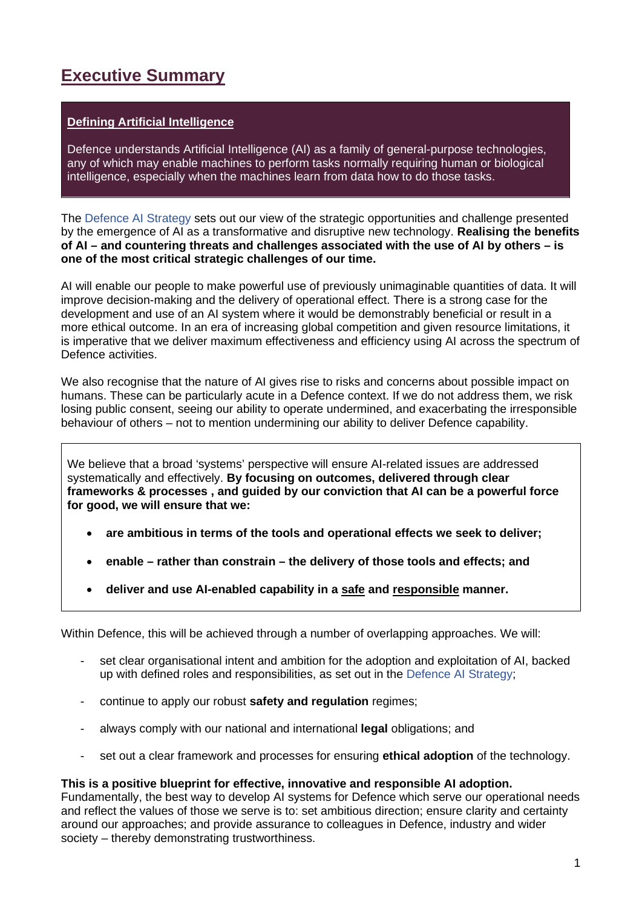# Executive Summary

**Defining Artificial Intelligence**

Defence understands Artificial Intelligence (AI) as a family of general-purpose technologies, any of which may enable machines to perform tasks normally requiring human or biological intelligence, especially when the machines learn from data how to do those tasks.

The Defence AI Strategy sets out our view of the strategic opportunities and challenge presented by the emergence of AI as a transformative and disruptive new technology. **Realising the benefits of AI – and countering threats and challenges associated with the use of AI by others – is one of the most critical strategic challenges of our time.**

AI will enable our people to make powerful use of previously unimaginable quantities of data. It will improve decision-making and the delivery of operational effect. There is a strong case for the development and use of an AI system where it would be demonstrably beneficial or result in a more ethical outcome. In an era of increasing global competition and given resource limitations, it is imperative that we deliver maximum effectiveness and efficiency using AI across the spectrum of Defence activities.

We also recognise that the nature of AI gives rise to risks and concerns about possible impact on humans. These can be particularly acute in a Defence context. If we do not address them, we risk losing public consent, seeing our ability to operate undermined, and exacerbating the irresponsible behaviour of others – not to mention undermining our ability to deliver Defence capability.

We believe that a broad 'systems' perspective will ensure AI-related issues are addressed systematically and effectively. **By focusing on outcomes, delivered through clear frameworks & processes , and guided by our conviction that AI can be a powerful force for good, we will ensure that we:**

- **are ambitious in terms of the tools and operational effects we seek to deliver;**
- **enable – rather than constrain – the delivery of those tools and effects; and**
- **deliver and use AI-enabled capability in a <u>safe</u> and <u>responsible</u> manner.**

Within Defence, this will be achieved through a number of overlapping approaches. We will:

- set clear organisational intent and ambition for the adoption and exploitation of AI, backed up with defined roles and responsibilities, as set out in the Defence AI Strategy;
- continue to apply our robust **safety and regulation** regimes;
- always comply with our national and international **legal** obligations; and
- set out a clear framework and processes for ensuring **ethical adoption** of the technology.

**This is a positive blueprint for effective, innovative and responsible AI adoption.** Fundamentally, the best way to develop AI systems for Defence which serve our operational needs and reflect the values of those we serve is to: set ambitious direction; ensure clarity and certainty around our approaches; and provide assurance to colleagues in Defence, industry and wider society – thereby demonstrating trustworthiness.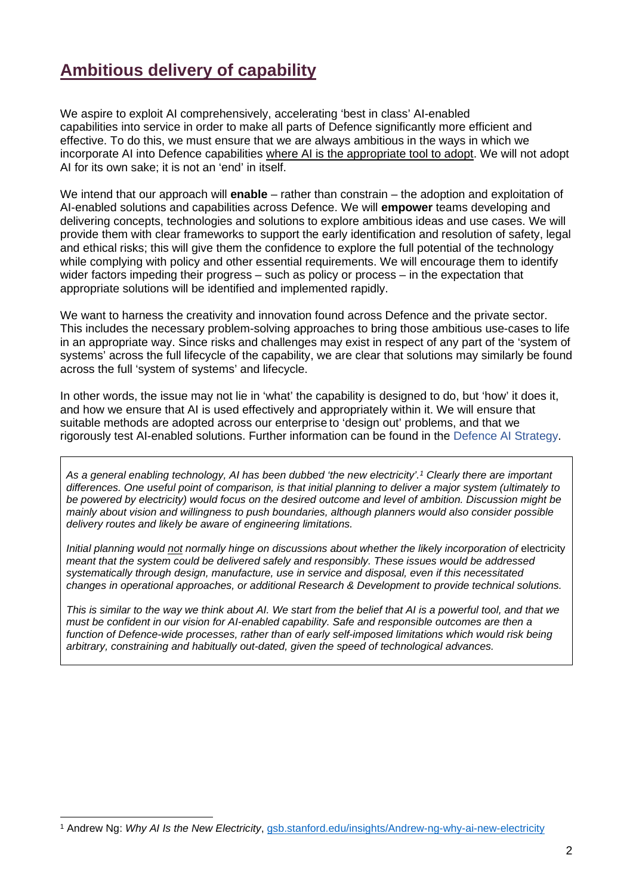## Ambitious delivery of capability

We aspire to exploit AI comprehensively, accelerating 'best in class' AI-enabled capabilities into service in order to make all parts of Defence significantly more efficient and effective. To do this, we must ensure that we are always ambitious in the ways in which we incorporate AI into Defence capabilities where AI is the appropriate tool to adopt. We will not adopt AI for its own sake; it is not an 'end' in itself.

We intend that our approach will **enable** – rather than constrain – the adoption and exploitation of AI-enabled solutions and capabilities across Defence. We will **empower** teams developing and delivering concepts, technologies and solutions to explore ambitious ideas and use cases. We will provide them with clear frameworks to support the early identification and resolution of safety, legal and ethical risks; this will give them the confidence to explore the full potential of the technology while complying with policy and other essential requirements. We will encourage them to identify wider factors impeding their progress – such as policy or process – in the expectation that appropriate solutions will be identified and implemented rapidly.

We want to harness the creativity and innovation found across Defence and the private sector. This includes the necessary problem-solving approaches to bring those ambitious use-cases to life in an appropriate way. Since risks and challenges may exist in respect of any part of the 'system of systems' across the full lifecycle of the capability, we are clear that solutions may similarly be found across the full 'system of systems' and lifecycle.

In other words, the issue may not lie in 'what' the capability is designed to do, but 'how' it does it, and how we ensure that AI is used effectively and appropriately within it. We will ensure that suitable methods are adopted across our enterprise to 'design out' problems, and that we rigorously test AI-enabled solutions. Further information can be found in the Defence AI Strategy.

*As a general enabling technology, AI has been dubbed 'the new electricity'.*[1] *Clearly there are important differences. One useful point of comparison, is that initial planning to deliver a major system (ultimately to be powered by electricity) would focus on the desired outcome and level of ambition. Discussion might be mainly about vision and willingness to push boundaries, although planners would also consider possible delivery routes and likely be aware of engineering limitations.*

*Initial planning would not normally hinge on discussions about whether the likely incorporation of* electricity *meant that the system could be delivered safely and responsibly. These issues would be addressed systematically through design, manufacture, use in service and disposal, even if this necessitated changes in operational approaches, or additional Research & Development to provide technical solutions.*

*This is similar to the way we think about AI. We start from the belief that AI is a powerful tool, and that we must be confident in our vision for AI-enabled capability. Safe and responsible outcomes are then a function of Defence-wide processes, rather than of early self-imposed limitations which would risk being arbitrary, constraining and habitually out-dated, given the speed of technological advances.*

[1] Andrew Ng: *Why AI Is the New Electricity*, gsb.stanford.edu/insights/Andrew-ng-why-ai-new-electricity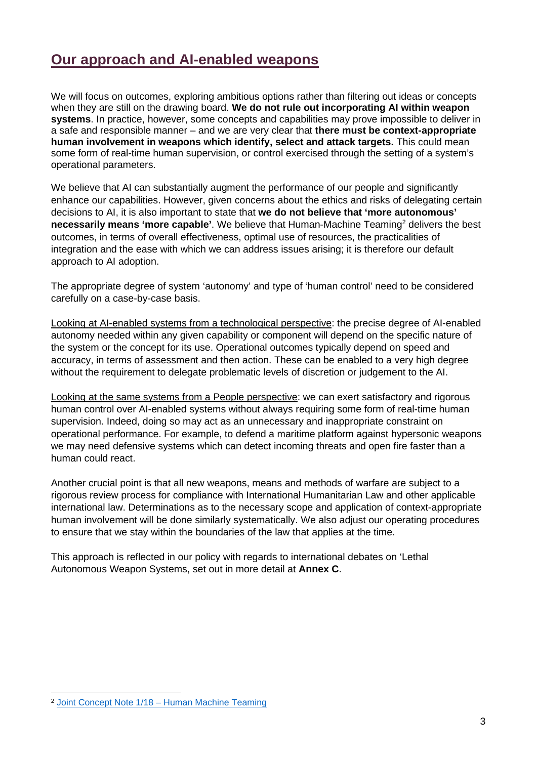## Our approach and AI-enabled weapons

We will focus on outcomes, exploring ambitious options rather than filtering out ideas or concepts when they are still on the drawing board. **We do not rule out incorporating AI within weapon systems**. In practice, however, some concepts and capabilities may prove impossible to deliver in a safe and responsible manner – and we are very clear that **there must be context-appropriate human involvement in weapons which identify, select and attack targets.** This could mean some form of real-time human supervision, or control exercised through the setting of a system's operational parameters.

We believe that AI can substantially augment the performance of our people and significantly enhance our capabilities. However, given concerns about the ethics and risks of delegating certain decisions to AI, it is also important to state that **we do not believe that 'more autonomous' necessarily means 'more capable'**. We believe that Human-Machine Teaming[2] delivers the best outcomes, in terms of overall effectiveness, optimal use of resources, the practicalities of integration and the ease with which we can address issues arising; it is therefore our default approach to AI adoption.

The appropriate degree of system 'autonomy' and type of 'human control' need to be considered carefully on a case-by-case basis.

Looking at AI-enabled systems from a technological perspective: the precise degree of AI-enabled autonomy needed within any given capability or component will depend on the specific nature of the system or the concept for its use. Operational outcomes typically depend on speed and accuracy, in terms of assessment and then action. These can be enabled to a very high degree without the requirement to delegate problematic levels of discretion or judgement to the AI.

Looking at the same systems from a People perspective: we can exert satisfactory and rigorous human control over AI-enabled systems without always requiring some form of real-time human supervision. Indeed, doing so may act as an unnecessary and inappropriate constraint on operational performance. For example, to defend a maritime platform against hypersonic weapons we may need defensive systems which can detect incoming threats and open fire faster than a human could react.

Another crucial point is that all new weapons, means and methods of warfare are subject to a rigorous review process for compliance with International Humanitarian Law and other applicable international law. Determinations as to the necessary scope and application of context-appropriate human involvement will be done similarly systematically. We also adjust our operating procedures to ensure that we stay within the boundaries of the law that applies at the time.

This approach is reflected in our policy with regards to international debates on 'Lethal Autonomous Weapon Systems, set out in more detail at **Annex C**.

---

[2] Joint Concept Note 1/18 – Human Machine Teaming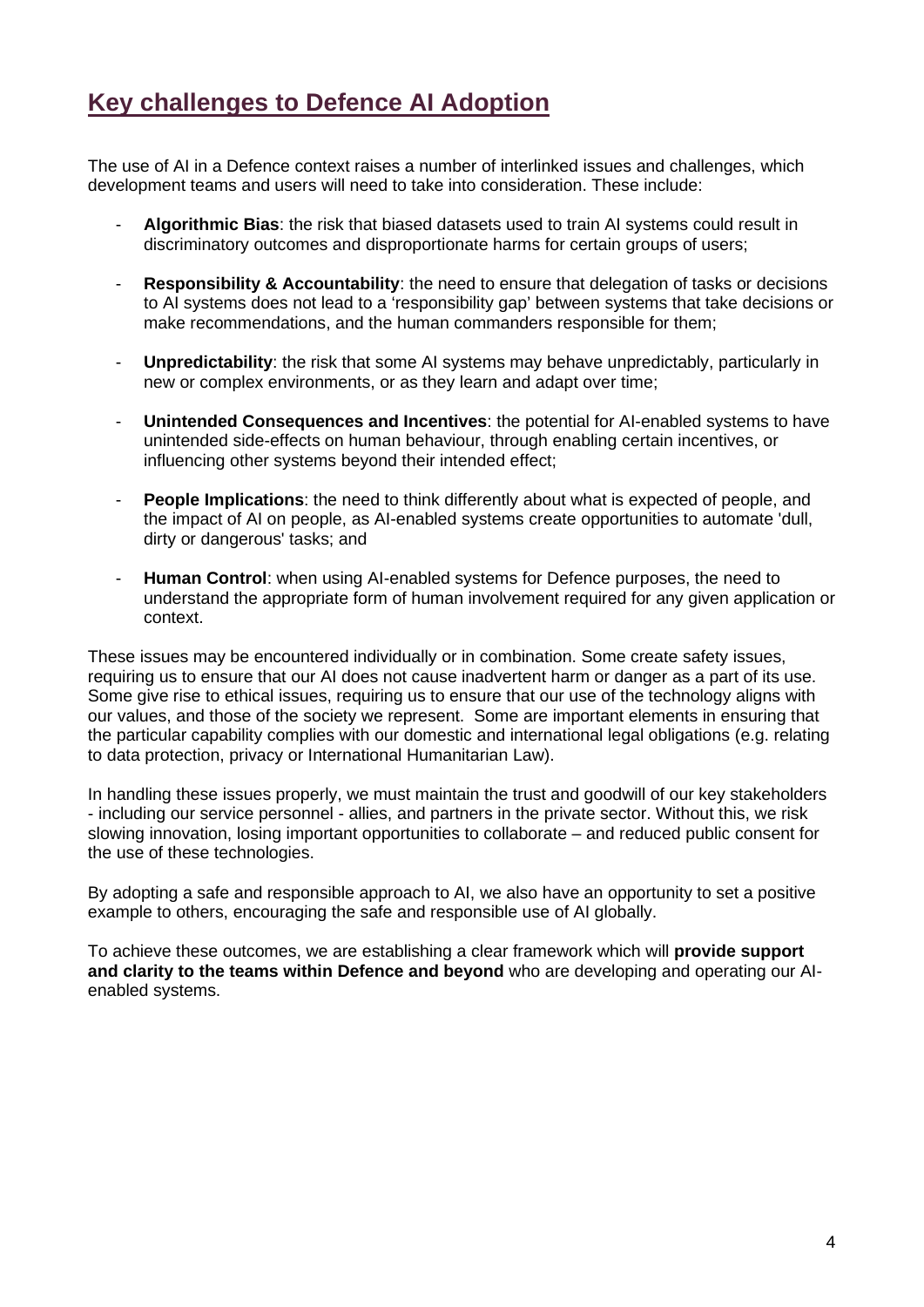## Key challenges to Defence AI Adoption

The use of AI in a Defence context raises a number of interlinked issues and challenges, which development teams and users will need to take into consideration. These include:

- **Algorithmic Bias**: the risk that biased datasets used to train AI systems could result in discriminatory outcomes and disproportionate harms for certain groups of users;
- **Responsibility & Accountability**: the need to ensure that delegation of tasks or decisions to AI systems does not lead to a 'responsibility gap' between systems that take decisions or make recommendations, and the human commanders responsible for them;
- **Unpredictability**: the risk that some AI systems may behave unpredictably, particularly in new or complex environments, or as they learn and adapt over time;
- **Unintended Consequences and Incentives**: the potential for AI-enabled systems to have unintended side-effects on human behaviour, through enabling certain incentives, or influencing other systems beyond their intended effect;
- **People Implications**: the need to think differently about what is expected of people, and the impact of AI on people, as AI-enabled systems create opportunities to automate 'dull, dirty or dangerous' tasks; and
- **Human Control**: when using AI-enabled systems for Defence purposes, the need to understand the appropriate form of human involvement required for any given application or context.

These issues may be encountered individually or in combination. Some create safety issues, requiring us to ensure that our AI does not cause inadvertent harm or danger as a part of its use. Some give rise to ethical issues, requiring us to ensure that our use of the technology aligns with our values, and those of the society we represent. Some are important elements in ensuring that the particular capability complies with our domestic and international legal obligations (e.g. relating to data protection, privacy or International Humanitarian Law).

In handling these issues properly, we must maintain the trust and goodwill of our key stakeholders - including our service personnel - allies, and partners in the private sector. Without this, we risk slowing innovation, losing important opportunities to collaborate – and reduced public consent for the use of these technologies.

By adopting a safe and responsible approach to AI, we also have an opportunity to set a positive example to others, encouraging the safe and responsible use of AI globally.

To achieve these outcomes, we are establishing a clear framework which will **provide support and clarity to the teams within Defence and beyond** who are developing and operating our AI-enabled systems.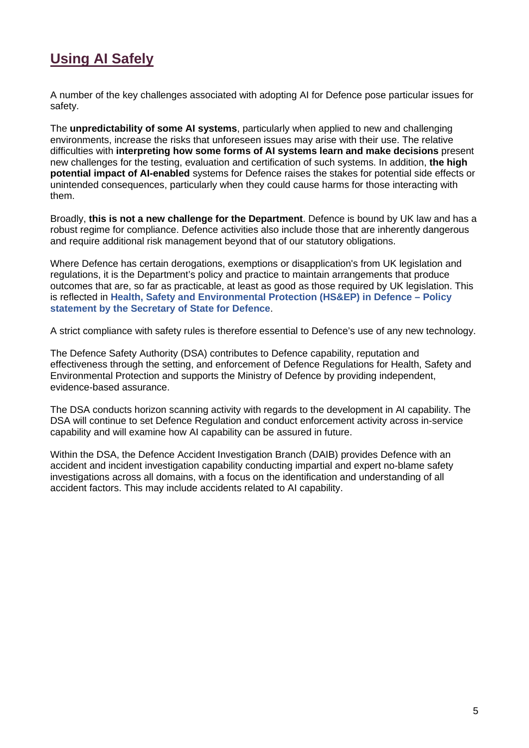## Using AI Safely

A number of the key challenges associated with adopting AI for Defence pose particular issues for safety.

The **unpredictability of some AI systems**, particularly when applied to new and challenging environments, increase the risks that unforeseen issues may arise with their use. The relative difficulties with **interpreting how some forms of AI systems learn and make decisions** present new challenges for the testing, evaluation and certification of such systems. In addition, **the high potential impact of AI-enabled** systems for Defence raises the stakes for potential side effects or unintended consequences, particularly when they could cause harms for those interacting with them.

Broadly, **this is not a new challenge for the Department**. Defence is bound by UK law and has a robust regime for compliance. Defence activities also include those that are inherently dangerous and require additional risk management beyond that of our statutory obligations.

Where Defence has certain derogations, exemptions or disapplication's from UK legislation and regulations, it is the Department's policy and practice to maintain arrangements that produce outcomes that are, so far as practicable, at least as good as those required by UK legislation. This is reflected in **Health, Safety and Environmental Protection (HS&EP) in Defence – Policy statement by the Secretary of State for Defence**.

A strict compliance with safety rules is therefore essential to Defence's use of any new technology.

The Defence Safety Authority (DSA) contributes to Defence capability, reputation and effectiveness through the setting, and enforcement of Defence Regulations for Health, Safety and Environmental Protection and supports the Ministry of Defence by providing independent, evidence-based assurance.

The DSA conducts horizon scanning activity with regards to the development in AI capability. The DSA will continue to set Defence Regulation and conduct enforcement activity across in-service capability and will examine how AI capability can be assured in future.

Within the DSA, the Defence Accident Investigation Branch (DAIB) provides Defence with an accident and incident investigation capability conducting impartial and expert no-blame safety investigations across all domains, with a focus on the identification and understanding of all accident factors. This may include accidents related to AI capability.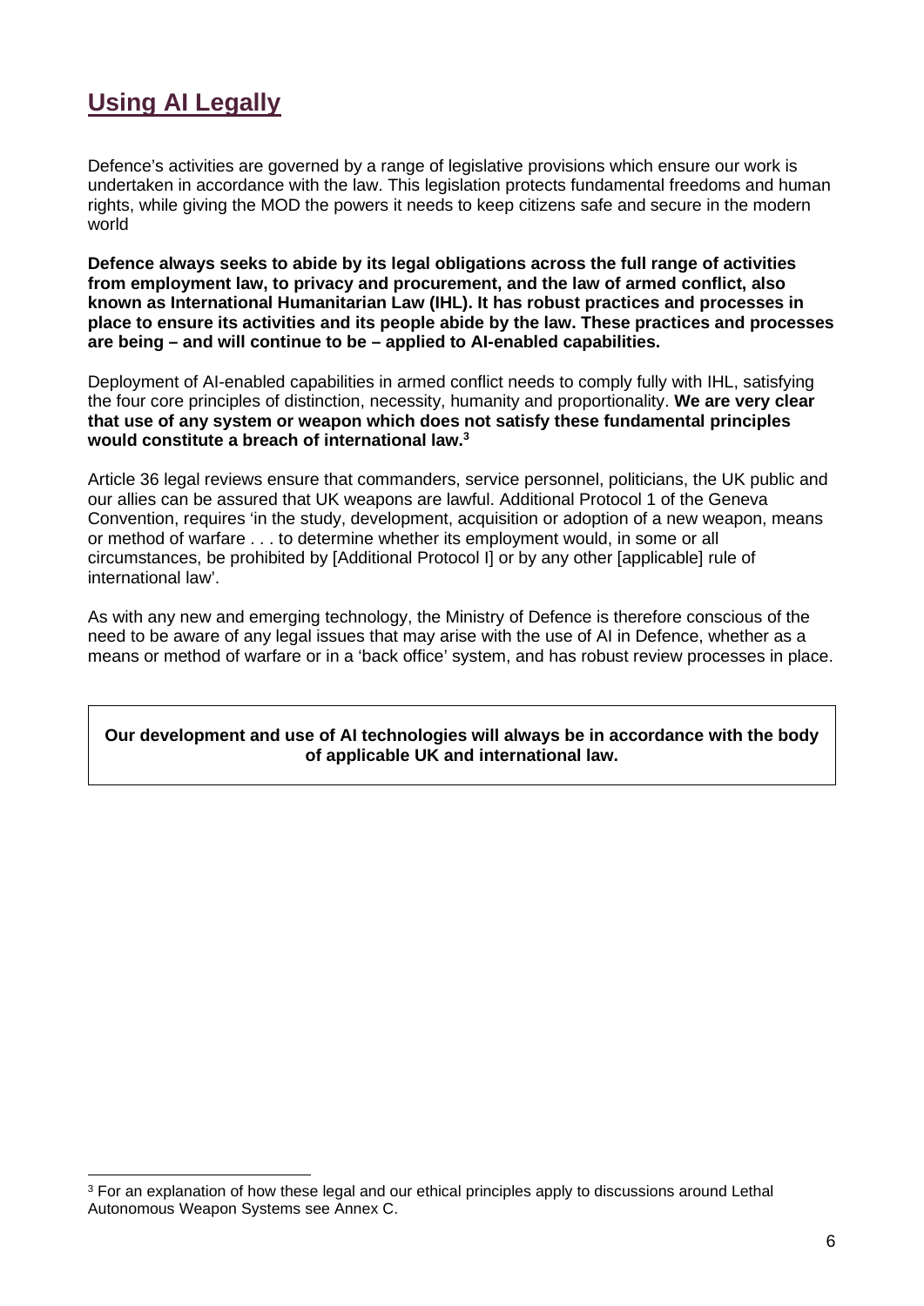## Using AI Legally

Defence's activities are governed by a range of legislative provisions which ensure our work is undertaken in accordance with the law. This legislation protects fundamental freedoms and human rights, while giving the MOD the powers it needs to keep citizens safe and secure in the modern world

**Defence always seeks to abide by its legal obligations across the full range of activities from employment law, to privacy and procurement, and the law of armed conflict, also known as International Humanitarian Law (IHL). It has robust practices and processes in place to ensure its activities and its people abide by the law. These practices and processes are being – and will continue to be – applied to AI-enabled capabilities.**

Deployment of AI-enabled capabilities in armed conflict needs to comply fully with IHL, satisfying the four core principles of distinction, necessity, humanity and proportionality. **We are very clear that use of any system or weapon which does not satisfy these fundamental principles would constitute a breach of international law.[3]**

Article 36 legal reviews ensure that commanders, service personnel, politicians, the UK public and our allies can be assured that UK weapons are lawful. Additional Protocol 1 of the Geneva Convention, requires 'in the study, development, acquisition or adoption of a new weapon, means or method of warfare . . . to determine whether its employment would, in some or all circumstances, be prohibited by [Additional Protocol I] or by any other [applicable] rule of international law'.

As with any new and emerging technology, the Ministry of Defence is therefore conscious of the need to be aware of any legal issues that may arise with the use of AI in Defence, whether as a means or method of warfare or in a 'back office' system, and has robust review processes in place.

**Our development and use of AI technologies will always be in accordance with the body of applicable UK and international law.**

[3] For an explanation of how these legal and our ethical principles apply to discussions around Lethal Autonomous Weapon Systems see Annex C.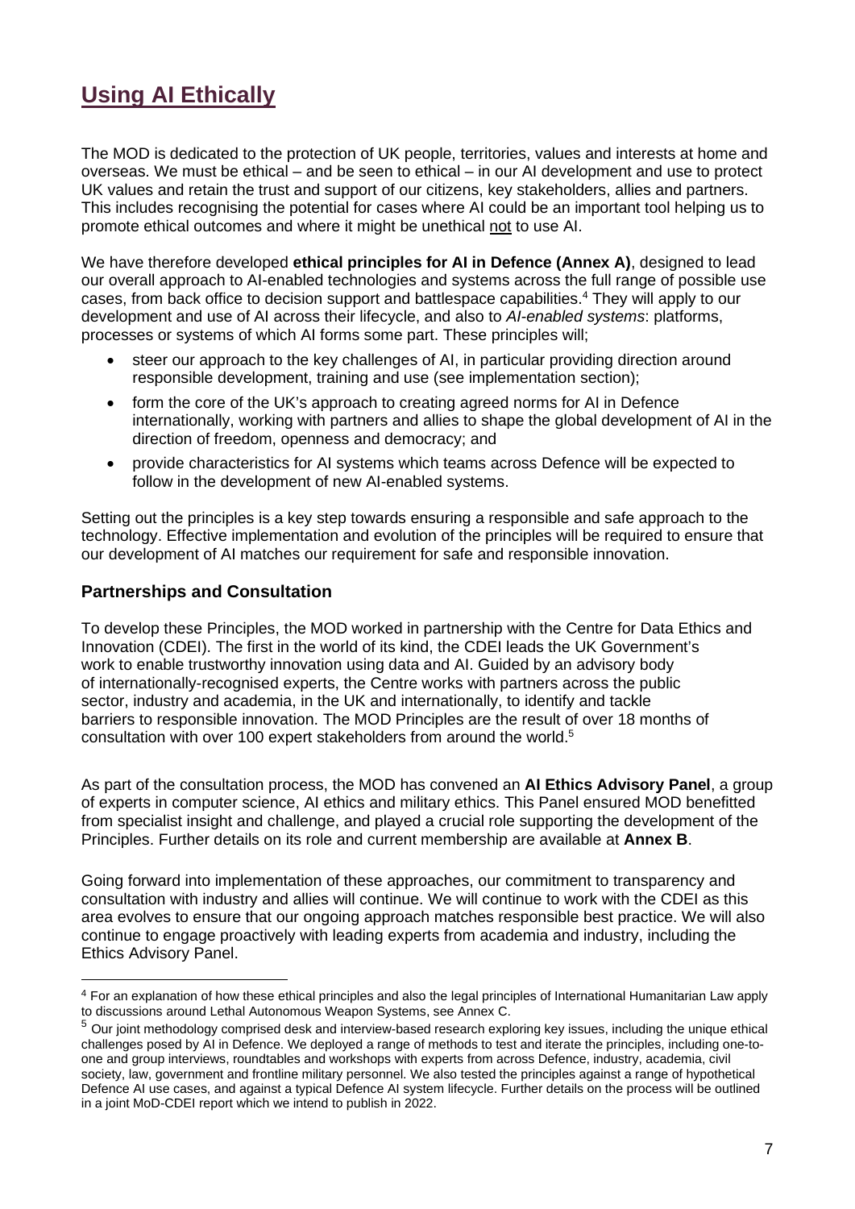# Using AI Ethically

The MOD is dedicated to the protection of UK people, territories, values and interests at home and overseas. We must be ethical – and be seen to ethical – in our AI development and use to protect UK values and retain the trust and support of our citizens, key stakeholders, allies and partners. This includes recognising the potential for cases where AI could be an important tool helping us to promote ethical outcomes and where it might be unethical not to use AI.

We have therefore developed **ethical principles for AI in Defence (Annex A)**, designed to lead our overall approach to AI-enabled technologies and systems across the full range of possible use cases, from back office to decision support and battlespace capabilities.[4] They will apply to our development and use of AI across their lifecycle, and also to *AI-enabled systems*: platforms, processes or systems of which AI forms some part. These principles will;

- steer our approach to the key challenges of AI, in particular providing direction around responsible development, training and use (see implementation section);
- form the core of the UK's approach to creating agreed norms for AI in Defence internationally, working with partners and allies to shape the global development of AI in the direction of freedom, openness and democracy; and
- provide characteristics for AI systems which teams across Defence will be expected to follow in the development of new AI-enabled systems.

Setting out the principles is a key step towards ensuring a responsible and safe approach to the technology. Effective implementation and evolution of the principles will be required to ensure that our development of AI matches our requirement for safe and responsible innovation.

## Partnerships and Consultation

To develop these Principles, the MOD worked in partnership with the Centre for Data Ethics and Innovation (CDEI). The first in the world of its kind, the CDEI leads the UK Government's work to enable trustworthy innovation using data and AI. Guided by an advisory body of internationally-recognised experts, the Centre works with partners across the public sector, industry and academia, in the UK and internationally, to identify and tackle barriers to responsible innovation. The MOD Principles are the result of over 18 months of consultation with over 100 expert stakeholders from around the world.[5]

As part of the consultation process, the MOD has convened an **AI Ethics Advisory Panel**, a group of experts in computer science, AI ethics and military ethics. This Panel ensured MOD benefitted from specialist insight and challenge, and played a crucial role supporting the development of the Principles. Further details on its role and current membership are available at **Annex B**.

Going forward into implementation of these approaches, our commitment to transparency and consultation with industry and allies will continue. We will continue to work with the CDEI as this area evolves to ensure that our ongoing approach matches responsible best practice. We will also continue to engage proactively with leading experts from academia and industry, including the Ethics Advisory Panel.

---

[4] For an explanation of how these ethical principles and also the legal principles of International Humanitarian Law apply to discussions around Lethal Autonomous Weapon Systems, see Annex C.

[5] Our joint methodology comprised desk and interview-based research exploring key issues, including the unique ethical challenges posed by AI in Defence. We deployed a range of methods to test and iterate the principles, including one-to-one and group interviews, roundtables and workshops with experts from across Defence, industry, academia, civil society, law, government and frontline military personnel. We also tested the principles against a range of hypothetical Defence AI use cases, and against a typical Defence AI system lifecycle. Further details on the process will be outlined in a joint MoD-CDEI report which we intend to publish in 2022.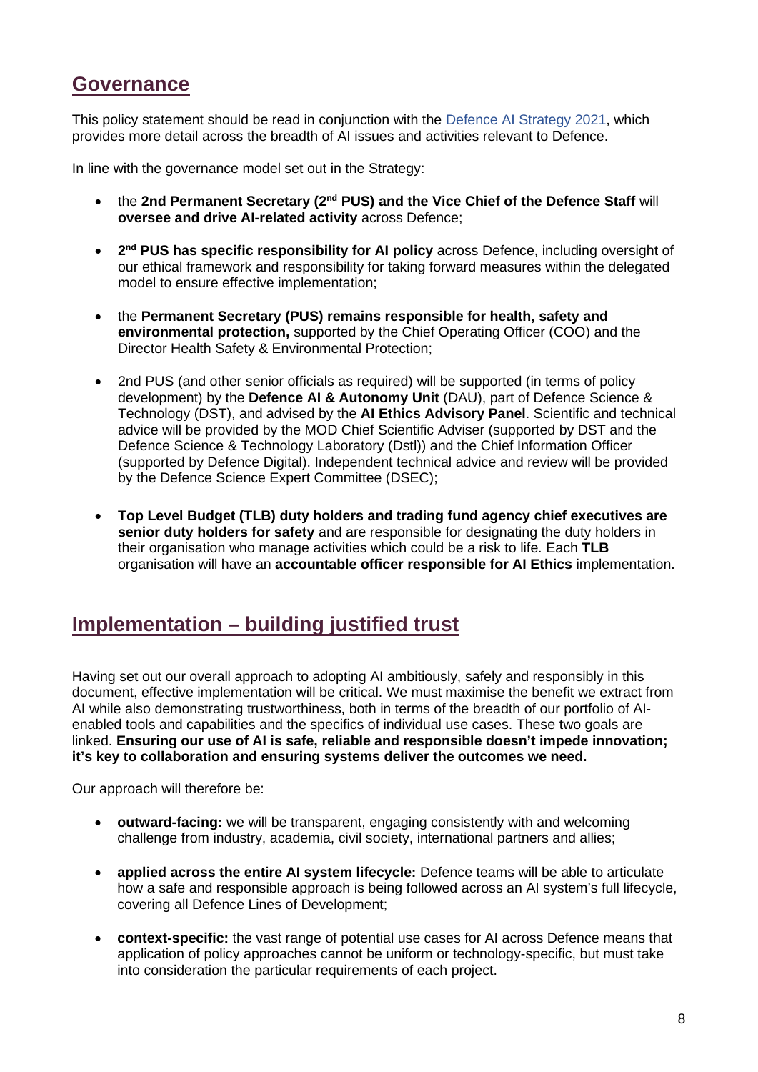## Governance

This policy statement should be read in conjunction with the Defence AI Strategy 2021, which provides more detail across the breadth of AI issues and activities relevant to Defence.

In line with the governance model set out in the Strategy:

- the **2nd Permanent Secretary (2nd PUS) and the Vice Chief of the Defence Staff** will **oversee and drive AI-related activity** across Defence;

- **2nd PUS has specific responsibility for AI policy** across Defence, including oversight of our ethical framework and responsibility for taking forward measures within the delegated model to ensure effective implementation;

- the **Permanent Secretary (PUS) remains responsible for health, safety and environmental protection,** supported by the Chief Operating Officer (COO) and the Director Health Safety & Environmental Protection;

- 2nd PUS (and other senior officials as required) will be supported (in terms of policy development) by the **Defence AI & Autonomy Unit** (DAU), part of Defence Science & Technology (DST), and advised by the **AI Ethics Advisory Panel**. Scientific and technical advice will be provided by the MOD Chief Scientific Adviser (supported by DST and the Defence Science & Technology Laboratory (Dstl)) and the Chief Information Officer (supported by Defence Digital). Independent technical advice and review will be provided by the Defence Science Expert Committee (DSEC);

- **Top Level Budget (TLB) duty holders and trading fund agency chief executives are senior duty holders for safety** and are responsible for designating the duty holders in their organisation who manage activities which could be a risk to life. Each **TLB** organisation will have an **accountable officer responsible for AI Ethics** implementation.

## Implementation – building justified trust

Having set out our overall approach to adopting AI ambitiously, safely and responsibly in this document, effective implementation will be critical. We must maximise the benefit we extract from AI while also demonstrating trustworthiness, both in terms of the breadth of our portfolio of AI-enabled tools and capabilities and the specifics of individual use cases. These two goals are linked. **Ensuring our use of AI is safe, reliable and responsible doesn't impede innovation; it's key to collaboration and ensuring systems deliver the outcomes we need.**

Our approach will therefore be:

- **outward-facing:** we will be transparent, engaging consistently with and welcoming challenge from industry, academia, civil society, international partners and allies;

- **applied across the entire AI system lifecycle:** Defence teams will be able to articulate how a safe and responsible approach is being followed across an AI system's full lifecycle, covering all Defence Lines of Development;

- **context-specific:** the vast range of potential use cases for AI across Defence means that application of policy approaches cannot be uniform or technology-specific, but must take into consideration the particular requirements of each project.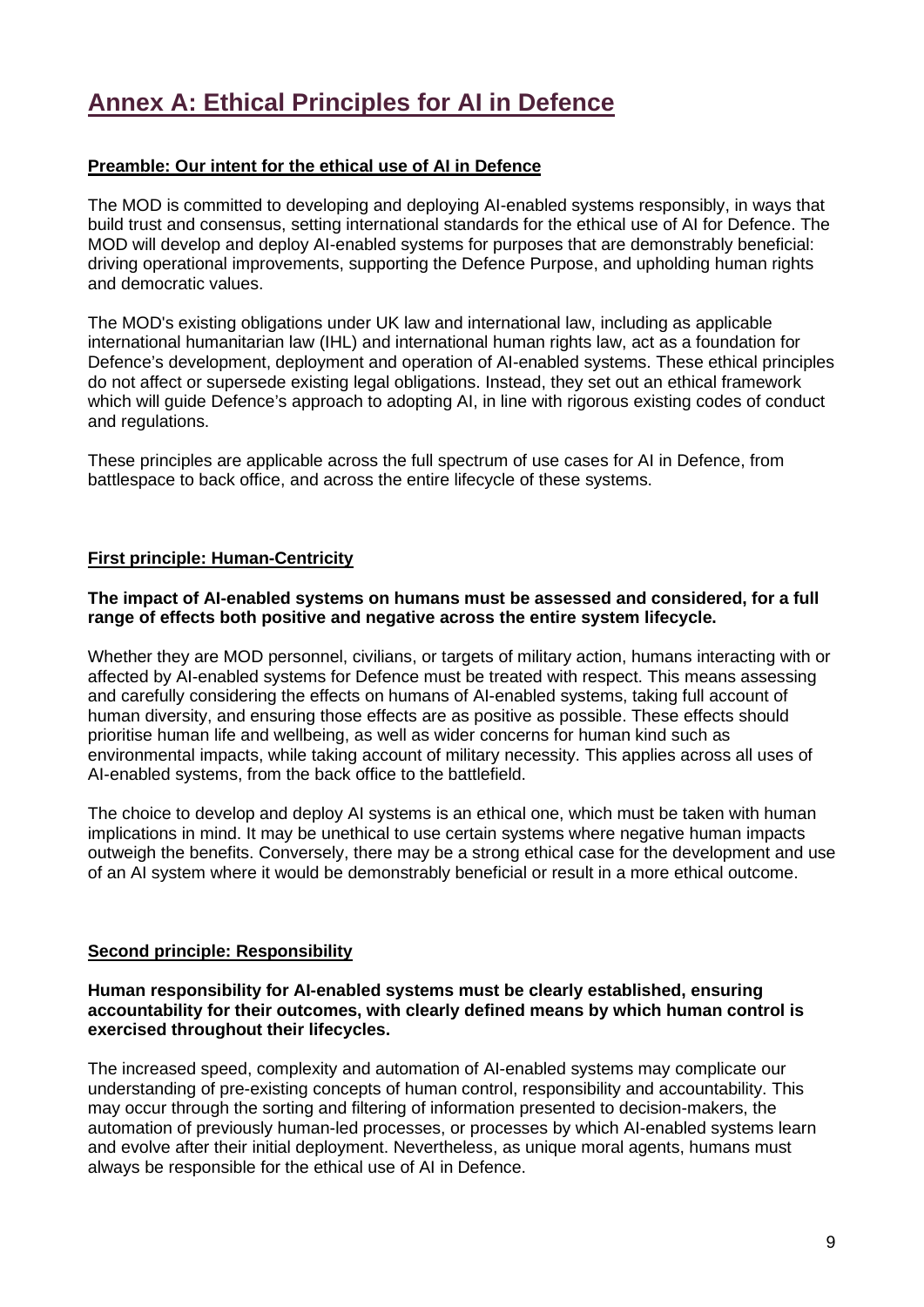# Annex A: Ethical Principles for AI in Defence

**Preamble: Our intent for the ethical use of AI in Defence**

The MOD is committed to developing and deploying AI-enabled systems responsibly, in ways that build trust and consensus, setting international standards for the ethical use of AI for Defence. The MOD will develop and deploy AI-enabled systems for purposes that are demonstrably beneficial: driving operational improvements, supporting the Defence Purpose, and upholding human rights and democratic values.

The MOD's existing obligations under UK law and international law, including as applicable international humanitarian law (IHL) and international human rights law, act as a foundation for Defence's development, deployment and operation of AI-enabled systems. These ethical principles do not affect or supersede existing legal obligations. Instead, they set out an ethical framework which will guide Defence's approach to adopting AI, in line with rigorous existing codes of conduct and regulations.

These principles are applicable across the full spectrum of use cases for AI in Defence, from battlespace to back office, and across the entire lifecycle of these systems.

**First principle: Human-Centricity**

**The impact of AI-enabled systems on humans must be assessed and considered, for a full range of effects both positive and negative across the entire system lifecycle.**

Whether they are MOD personnel, civilians, or targets of military action, humans interacting with or affected by AI-enabled systems for Defence must be treated with respect. This means assessing and carefully considering the effects on humans of AI-enabled systems, taking full account of human diversity, and ensuring those effects are as positive as possible. These effects should prioritise human life and wellbeing, as well as wider concerns for human kind such as environmental impacts, while taking account of military necessity. This applies across all uses of AI-enabled systems, from the back office to the battlefield.

The choice to develop and deploy AI systems is an ethical one, which must be taken with human implications in mind. It may be unethical to use certain systems where negative human impacts outweigh the benefits. Conversely, there may be a strong ethical case for the development and use of an AI system where it would be demonstrably beneficial or result in a more ethical outcome.

**Second principle: Responsibility**

**Human responsibility for AI-enabled systems must be clearly established, ensuring accountability for their outcomes, with clearly defined means by which human control is exercised throughout their lifecycles.**

The increased speed, complexity and automation of AI-enabled systems may complicate our understanding of pre-existing concepts of human control, responsibility and accountability. This may occur through the sorting and filtering of information presented to decision-makers, the automation of previously human-led processes, or processes by which AI-enabled systems learn and evolve after their initial deployment. Nevertheless, as unique moral agents, humans must always be responsible for the ethical use of AI in Defence.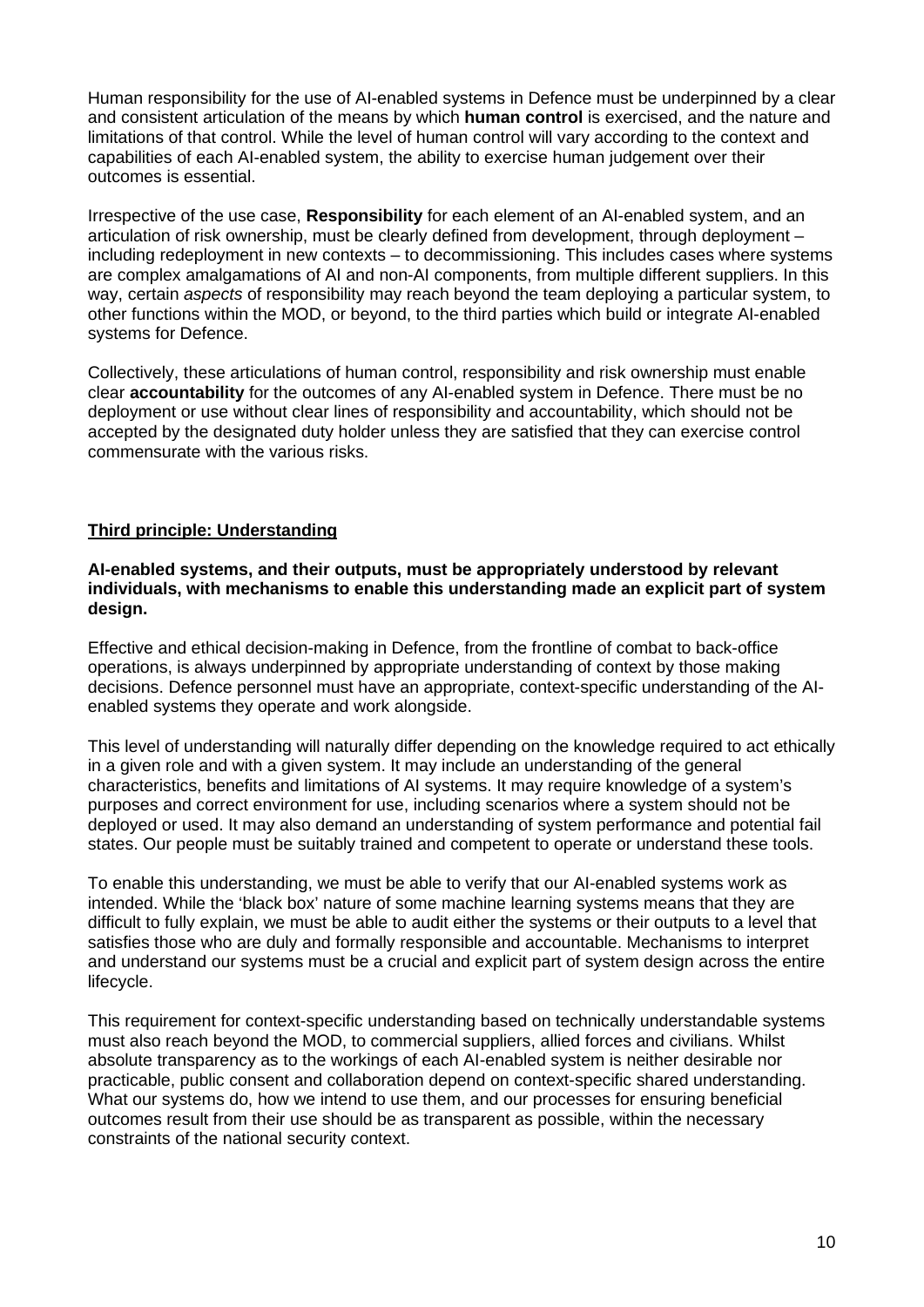Human responsibility for the use of AI-enabled systems in Defence must be underpinned by a clear and consistent articulation of the means by which **human control** is exercised, and the nature and limitations of that control. While the level of human control will vary according to the context and capabilities of each AI-enabled system, the ability to exercise human judgement over their outcomes is essential.

Irrespective of the use case, **Responsibility** for each element of an AI-enabled system, and an articulation of risk ownership, must be clearly defined from development, through deployment – including redeployment in new contexts – to decommissioning. This includes cases where systems are complex amalgamations of AI and non-AI components, from multiple different suppliers. In this way, certain *aspects* of responsibility may reach beyond the team deploying a particular system, to other functions within the MOD, or beyond, to the third parties which build or integrate AI-enabled systems for Defence.

Collectively, these articulations of human control, responsibility and risk ownership must enable clear **accountability** for the outcomes of any AI-enabled system in Defence. There must be no deployment or use without clear lines of responsibility and accountability, which should not be accepted by the designated duty holder unless they are satisfied that they can exercise control commensurate with the various risks.

## Third principle: Understanding

**AI-enabled systems, and their outputs, must be appropriately understood by relevant individuals, with mechanisms to enable this understanding made an explicit part of system design.**

Effective and ethical decision-making in Defence, from the frontline of combat to back-office operations, is always underpinned by appropriate understanding of context by those making decisions. Defence personnel must have an appropriate, context-specific understanding of the AI-enabled systems they operate and work alongside.

This level of understanding will naturally differ depending on the knowledge required to act ethically in a given role and with a given system. It may include an understanding of the general characteristics, benefits and limitations of AI systems. It may require knowledge of a system's purposes and correct environment for use, including scenarios where a system should not be deployed or used. It may also demand an understanding of system performance and potential fail states. Our people must be suitably trained and competent to operate or understand these tools.

To enable this understanding, we must be able to verify that our AI-enabled systems work as intended. While the 'black box' nature of some machine learning systems means that they are difficult to fully explain, we must be able to audit either the systems or their outputs to a level that satisfies those who are duly and formally responsible and accountable. Mechanisms to interpret and understand our systems must be a crucial and explicit part of system design across the entire lifecycle.

This requirement for context-specific understanding based on technically understandable systems must also reach beyond the MOD, to commercial suppliers, allied forces and civilians. Whilst absolute transparency as to the workings of each AI-enabled system is neither desirable nor practicable, public consent and collaboration depend on context-specific shared understanding. What our systems do, how we intend to use them, and our processes for ensuring beneficial outcomes result from their use should be as transparent as possible, within the necessary constraints of the national security context.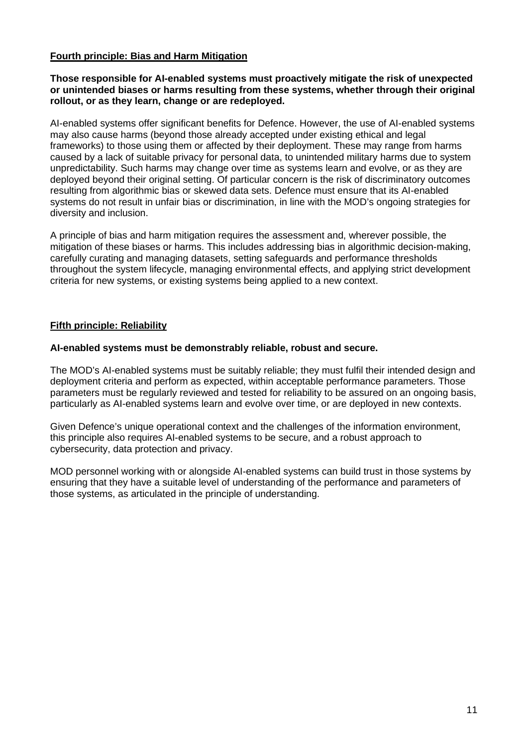## Fourth principle: Bias and Harm Mitigation

**Those responsible for AI-enabled systems must proactively mitigate the risk of unexpected or unintended biases or harms resulting from these systems, whether through their original rollout, or as they learn, change or are redeployed.**

AI-enabled systems offer significant benefits for Defence. However, the use of AI-enabled systems may also cause harms (beyond those already accepted under existing ethical and legal frameworks) to those using them or affected by their deployment. These may range from harms caused by a lack of suitable privacy for personal data, to unintended military harms due to system unpredictability. Such harms may change over time as systems learn and evolve, or as they are deployed beyond their original setting. Of particular concern is the risk of discriminatory outcomes resulting from algorithmic bias or skewed data sets. Defence must ensure that its AI-enabled systems do not result in unfair bias or discrimination, in line with the MOD's ongoing strategies for diversity and inclusion.

A principle of bias and harm mitigation requires the assessment and, wherever possible, the mitigation of these biases or harms. This includes addressing bias in algorithmic decision-making, carefully curating and managing datasets, setting safeguards and performance thresholds throughout the system lifecycle, managing environmental effects, and applying strict development criteria for new systems, or existing systems being applied to a new context.

## Fifth principle: Reliability

**AI-enabled systems must be demonstrably reliable, robust and secure.**

The MOD's AI-enabled systems must be suitably reliable; they must fulfil their intended design and deployment criteria and perform as expected, within acceptable performance parameters. Those parameters must be regularly reviewed and tested for reliability to be assured on an ongoing basis, particularly as AI-enabled systems learn and evolve over time, or are deployed in new contexts.

Given Defence's unique operational context and the challenges of the information environment, this principle also requires AI-enabled systems to be secure, and a robust approach to cybersecurity, data protection and privacy.

MOD personnel working with or alongside AI-enabled systems can build trust in those systems by ensuring that they have a suitable level of understanding of the performance and parameters of those systems, as articulated in the principle of understanding.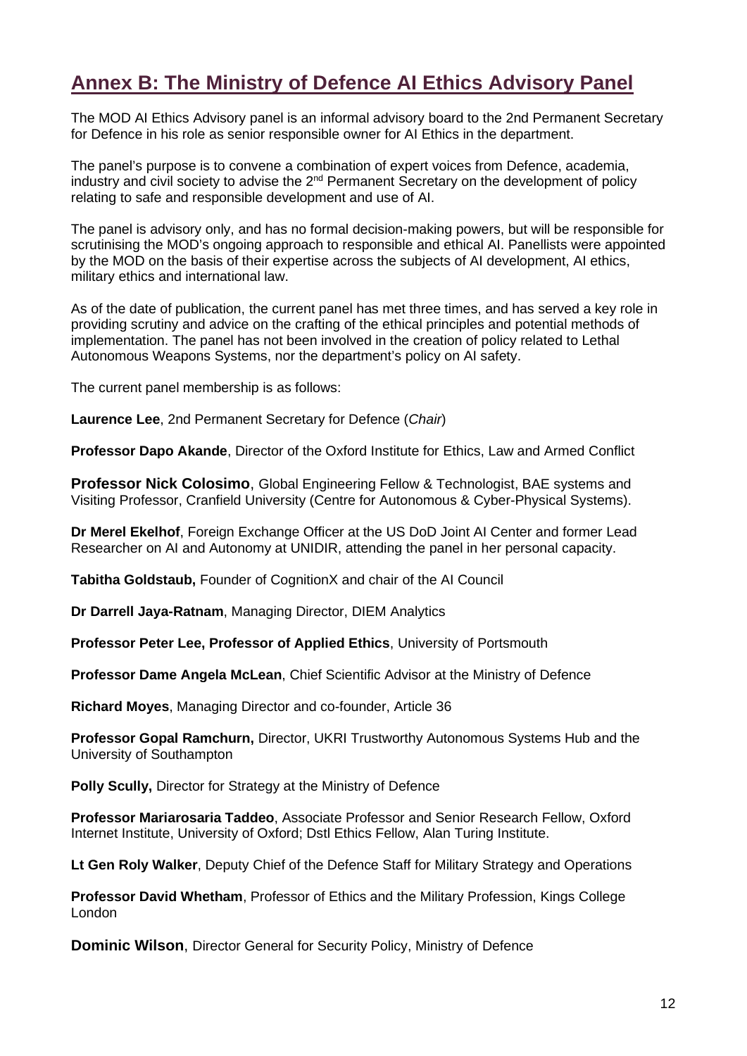# Annex B: The Ministry of Defence AI Ethics Advisory Panel

The MOD AI Ethics Advisory panel is an informal advisory board to the 2nd Permanent Secretary for Defence in his role as senior responsible owner for AI Ethics in the department.

The panel's purpose is to convene a combination of expert voices from Defence, academia, industry and civil society to advise the 2nd Permanent Secretary on the development of policy relating to safe and responsible development and use of AI.

The panel is advisory only, and has no formal decision-making powers, but will be responsible for scrutinising the MOD's ongoing approach to responsible and ethical AI. Panellists were appointed by the MOD on the basis of their expertise across the subjects of AI development, AI ethics, military ethics and international law.

As of the date of publication, the current panel has met three times, and has served a key role in providing scrutiny and advice on the crafting of the ethical principles and potential methods of implementation. The panel has not been involved in the creation of policy related to Lethal Autonomous Weapons Systems, nor the department's policy on AI safety.

The current panel membership is as follows:

**Laurence Lee**, 2nd Permanent Secretary for Defence (*Chair*)

**Professor Dapo Akande**, Director of the Oxford Institute for Ethics, Law and Armed Conflict

**Professor Nick Colosimo**, Global Engineering Fellow & Technologist, BAE systems and Visiting Professor, Cranfield University (Centre for Autonomous & Cyber-Physical Systems).

**Dr Merel Ekelhof**, Foreign Exchange Officer at the US DoD Joint AI Center and former Lead Researcher on AI and Autonomy at UNIDIR, attending the panel in her personal capacity.

**Tabitha Goldstaub,** Founder of CognitionX and chair of the AI Council

**Dr Darrell Jaya-Ratnam**, Managing Director, DIEM Analytics

**Professor Peter Lee, Professor of Applied Ethics**, University of Portsmouth

**Professor Dame Angela McLean**, Chief Scientific Advisor at the Ministry of Defence

**Richard Moyes**, Managing Director and co-founder, Article 36

**Professor Gopal Ramchurn,** Director, UKRI Trustworthy Autonomous Systems Hub and the University of Southampton

**Polly Scully,** Director for Strategy at the Ministry of Defence

**Professor Mariarosaria Taddeo**, Associate Professor and Senior Research Fellow, Oxford Internet Institute, University of Oxford; Dstl Ethics Fellow, Alan Turing Institute.

**Lt Gen Roly Walker**, Deputy Chief of the Defence Staff for Military Strategy and Operations

**Professor David Whetham**, Professor of Ethics and the Military Profession, Kings College London

**Dominic Wilson**, Director General for Security Policy, Ministry of Defence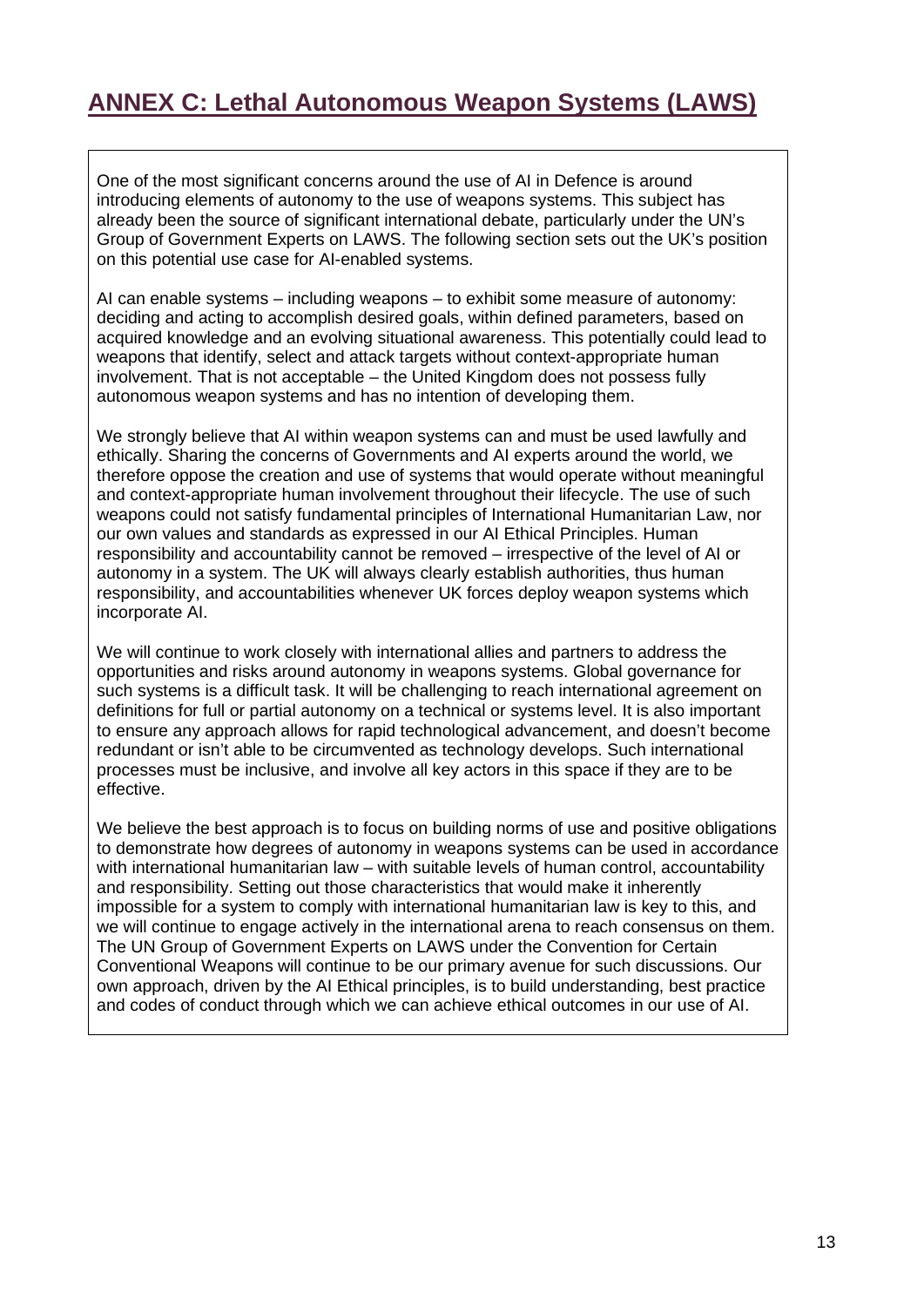# ANNEX C: Lethal Autonomous Weapon Systems (LAWS)

One of the most significant concerns around the use of AI in Defence is around introducing elements of autonomy to the use of weapons systems. This subject has already been the source of significant international debate, particularly under the UN's Group of Government Experts on LAWS. The following section sets out the UK's position on this potential use case for AI-enabled systems.

AI can enable systems – including weapons – to exhibit some measure of autonomy: deciding and acting to accomplish desired goals, within defined parameters, based on acquired knowledge and an evolving situational awareness. This potentially could lead to weapons that identify, select and attack targets without context-appropriate human involvement. That is not acceptable – the United Kingdom does not possess fully autonomous weapon systems and has no intention of developing them.

We strongly believe that AI within weapon systems can and must be used lawfully and ethically. Sharing the concerns of Governments and AI experts around the world, we therefore oppose the creation and use of systems that would operate without meaningful and context-appropriate human involvement throughout their lifecycle. The use of such weapons could not satisfy fundamental principles of International Humanitarian Law, nor our own values and standards as expressed in our AI Ethical Principles. Human responsibility and accountability cannot be removed – irrespective of the level of AI or autonomy in a system. The UK will always clearly establish authorities, thus human responsibility, and accountabilities whenever UK forces deploy weapon systems which incorporate AI.

We will continue to work closely with international allies and partners to address the opportunities and risks around autonomy in weapons systems. Global governance for such systems is a difficult task. It will be challenging to reach international agreement on definitions for full or partial autonomy on a technical or systems level. It is also important to ensure any approach allows for rapid technological advancement, and doesn't become redundant or isn't able to be circumvented as technology develops. Such international processes must be inclusive, and involve all key actors in this space if they are to be effective.

We believe the best approach is to focus on building norms of use and positive obligations to demonstrate how degrees of autonomy in weapons systems can be used in accordance with international humanitarian law – with suitable levels of human control, accountability and responsibility. Setting out those characteristics that would make it inherently impossible for a system to comply with international humanitarian law is key to this, and we will continue to engage actively in the international arena to reach consensus on them. The UN Group of Government Experts on LAWS under the Convention for Certain Conventional Weapons will continue to be our primary avenue for such discussions. Our own approach, driven by the AI Ethical principles, is to build understanding, best practice and codes of conduct through which we can achieve ethical outcomes in our use of AI.